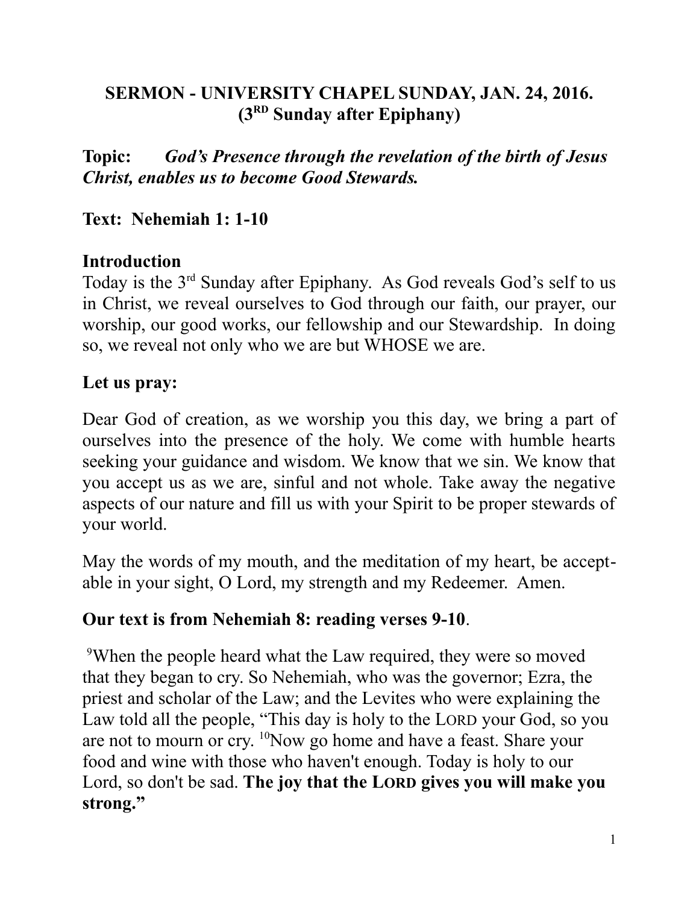# SERMON - UNIVERSITY CHAPEL SUNDAY, JAN. 24, 2016.
## (3RD Sunday after Epiphany)

**Topic:** ***God's Presence through the revelation of the birth of Jesus Christ, enables us to become Good Stewards.***

**Text: Nehemiah 1: 1-10**

## Introduction

Today is the 3rd Sunday after Epiphany. As God reveals God's self to us in Christ, we reveal ourselves to God through our faith, our prayer, our worship, our good works, our fellowship and our Stewardship. In doing so, we reveal not only who we are but WHOSE we are.

**Let us pray:**

Dear God of creation, as we worship you this day, we bring a part of ourselves into the presence of the holy. We come with humble hearts seeking your guidance and wisdom. We know that we sin. We know that you accept us as we are, sinful and not whole. Take away the negative aspects of our nature and fill us with your Spirit to be proper stewards of your world.

May the words of my mouth, and the meditation of my heart, be acceptable in your sight, O Lord, my strength and my Redeemer. Amen.

**Our text is from Nehemiah 8: reading verses 9-10**.

[9]When the people heard what the Law required, they were so moved that they began to cry. So Nehemiah, who was the governor; Ezra, the priest and scholar of the Law; and the Levites who were explaining the Law told all the people, "This day is holy to the LORD your God, so you are not to mourn or cry. [10]Now go home and have a feast. Share your food and wine with those who haven't enough. Today is holy to our Lord, so don't be sad. **The joy that the LORD gives you will make you strong."**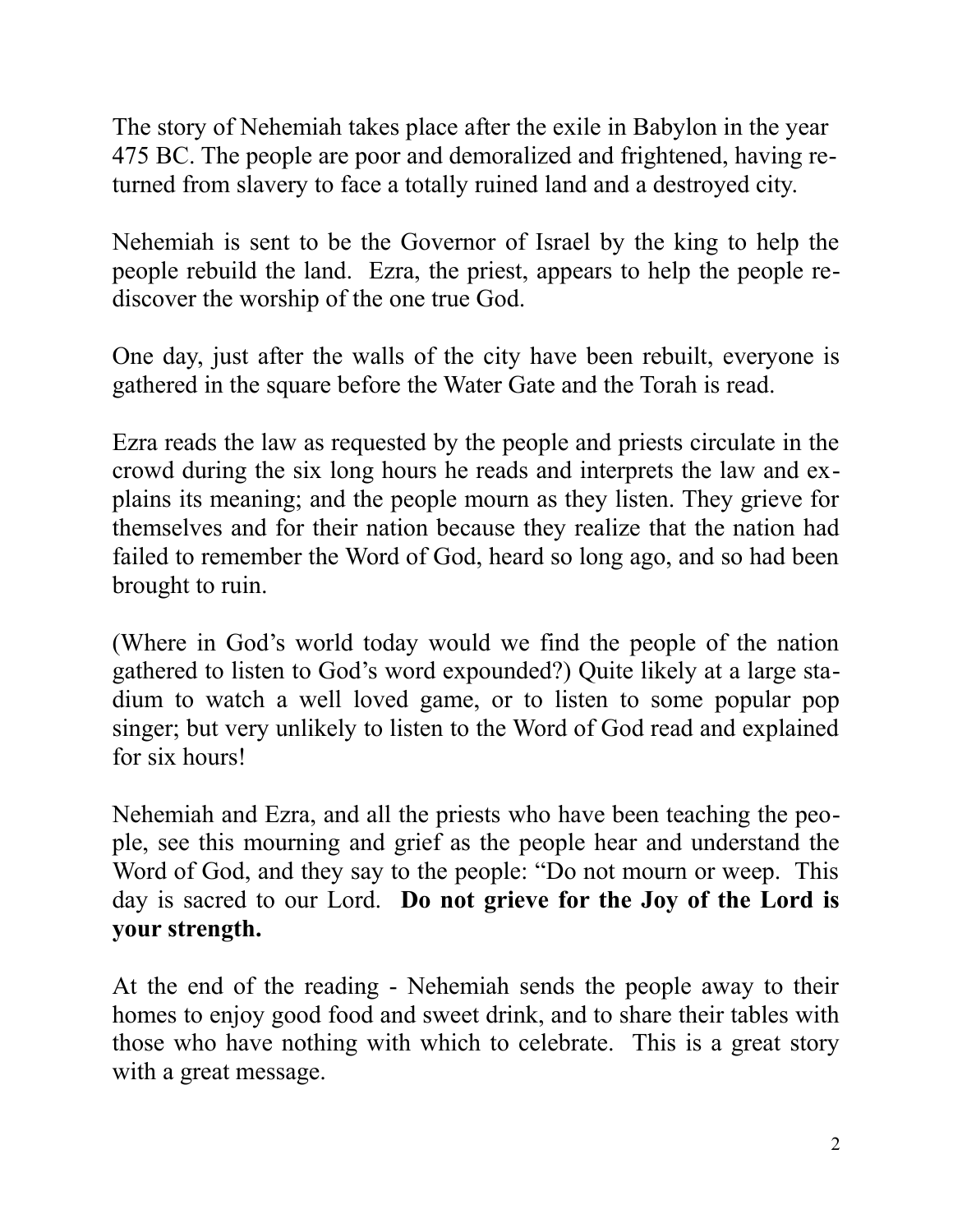The story of Nehemiah takes place after the exile in Babylon in the year 475 BC. The people are poor and demoralized and frightened, having returned from slavery to face a totally ruined land and a destroyed city.

Nehemiah is sent to be the Governor of Israel by the king to help the people rebuild the land. Ezra, the priest, appears to help the people rediscover the worship of the one true God.

One day, just after the walls of the city have been rebuilt, everyone is gathered in the square before the Water Gate and the Torah is read.

Ezra reads the law as requested by the people and priests circulate in the crowd during the six long hours he reads and interprets the law and explains its meaning; and the people mourn as they listen. They grieve for themselves and for their nation because they realize that the nation had failed to remember the Word of God, heard so long ago, and so had been brought to ruin.

(Where in God's world today would we find the people of the nation gathered to listen to God's word expounded?) Quite likely at a large stadium to watch a well loved game, or to listen to some popular pop singer; but very unlikely to listen to the Word of God read and explained for six hours!

Nehemiah and Ezra, and all the priests who have been teaching the people, see this mourning and grief as the people hear and understand the Word of God, and they say to the people: "Do not mourn or weep. This day is sacred to our Lord. **Do not grieve for the Joy of the Lord is your strength.**

At the end of the reading - Nehemiah sends the people away to their homes to enjoy good food and sweet drink, and to share their tables with those who have nothing with which to celebrate. This is a great story with a great message.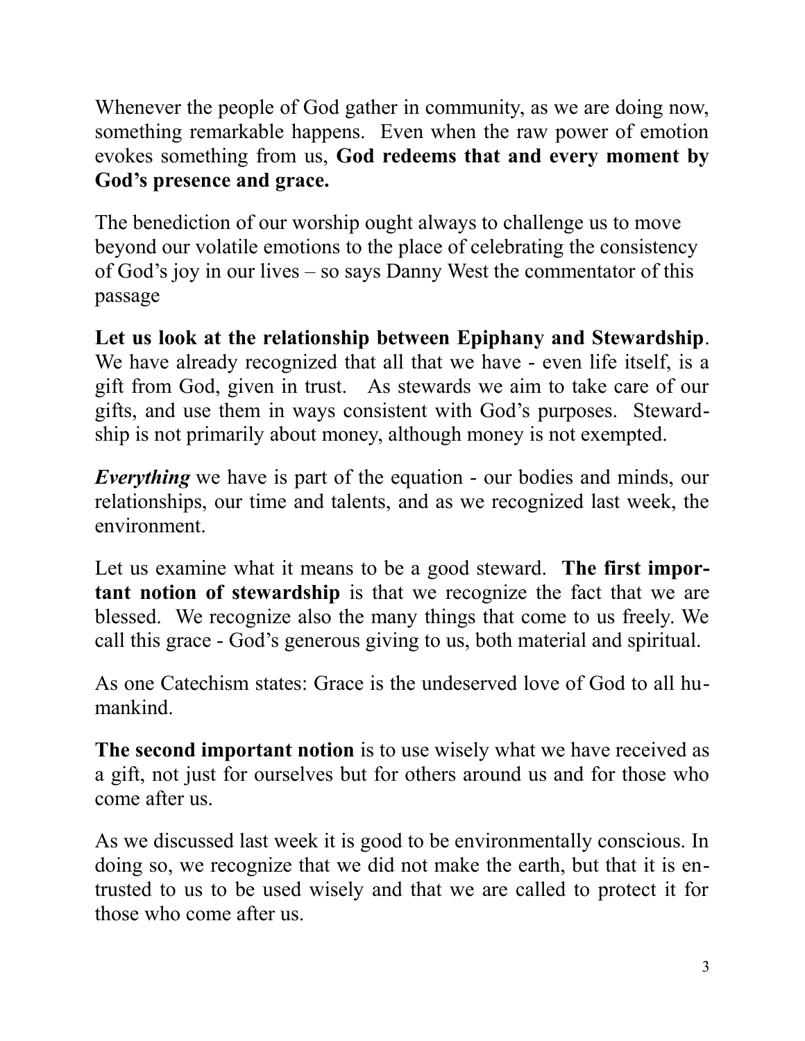Whenever the people of God gather in community, as we are doing now, something remarkable happens. Even when the raw power of emotion evokes something from us, **God redeems that and every moment by God's presence and grace.**

The benediction of our worship ought always to challenge us to move beyond our volatile emotions to the place of celebrating the consistency of God's joy in our lives – so says Danny West the commentator of this passage

**Let us look at the relationship between Epiphany and Stewardship**. We have already recognized that all that we have - even life itself, is a gift from God, given in trust. As stewards we aim to take care of our gifts, and use them in ways consistent with God's purposes. Stewardship is not primarily about money, although money is not exempted.

***Everything*** we have is part of the equation - our bodies and minds, our relationships, our time and talents, and as we recognized last week, the environment.

Let us examine what it means to be a good steward. **The first important notion of stewardship** is that we recognize the fact that we are blessed. We recognize also the many things that come to us freely. We call this grace - God's generous giving to us, both material and spiritual.

As one Catechism states: Grace is the undeserved love of God to all humankind.

**The second important notion** is to use wisely what we have received as a gift, not just for ourselves but for others around us and for those who come after us.

As we discussed last week it is good to be environmentally conscious. In doing so, we recognize that we did not make the earth, but that it is entrusted to us to be used wisely and that we are called to protect it for those who come after us.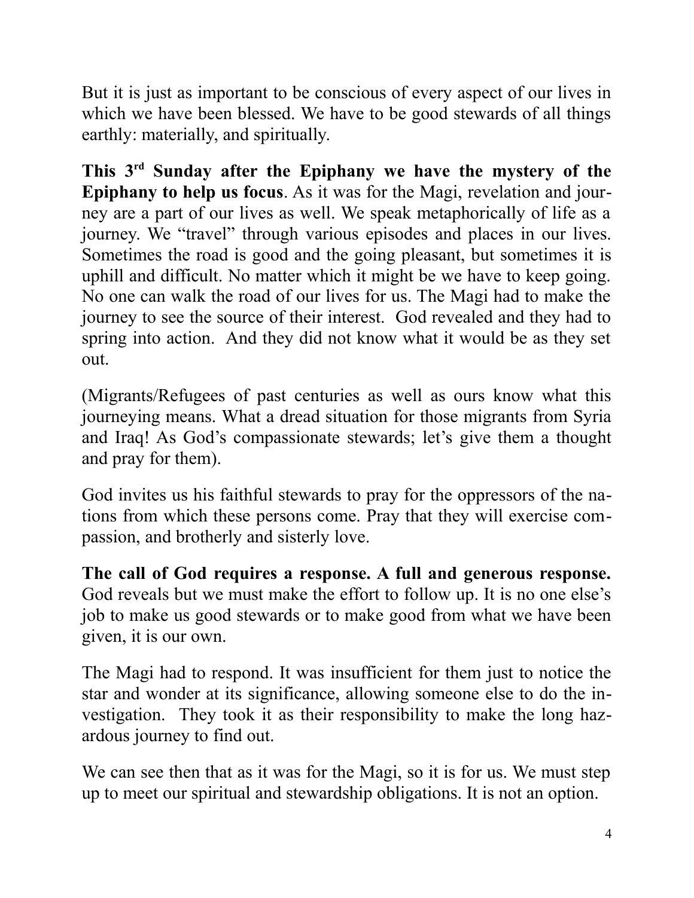But it is just as important to be conscious of every aspect of our lives in which we have been blessed. We have to be good stewards of all things earthly: materially, and spiritually.

**This 3rd Sunday after the Epiphany we have the mystery of the Epiphany to help us focus**. As it was for the Magi, revelation and journey are a part of our lives as well. We speak metaphorically of life as a journey. We "travel" through various episodes and places in our lives. Sometimes the road is good and the going pleasant, but sometimes it is uphill and difficult. No matter which it might be we have to keep going. No one can walk the road of our lives for us. The Magi had to make the journey to see the source of their interest. God revealed and they had to spring into action. And they did not know what it would be as they set out.

(Migrants/Refugees of past centuries as well as ours know what this journeying means. What a dread situation for those migrants from Syria and Iraq! As God's compassionate stewards; let's give them a thought and pray for them).

God invites us his faithful stewards to pray for the oppressors of the nations from which these persons come. Pray that they will exercise compassion, and brotherly and sisterly love.

**The call of God requires a response. A full and generous response.** God reveals but we must make the effort to follow up. It is no one else's job to make us good stewards or to make good from what we have been given, it is our own.

The Magi had to respond. It was insufficient for them just to notice the star and wonder at its significance, allowing someone else to do the investigation. They took it as their responsibility to make the long hazardous journey to find out.

We can see then that as it was for the Magi, so it is for us. We must step up to meet our spiritual and stewardship obligations. It is not an option.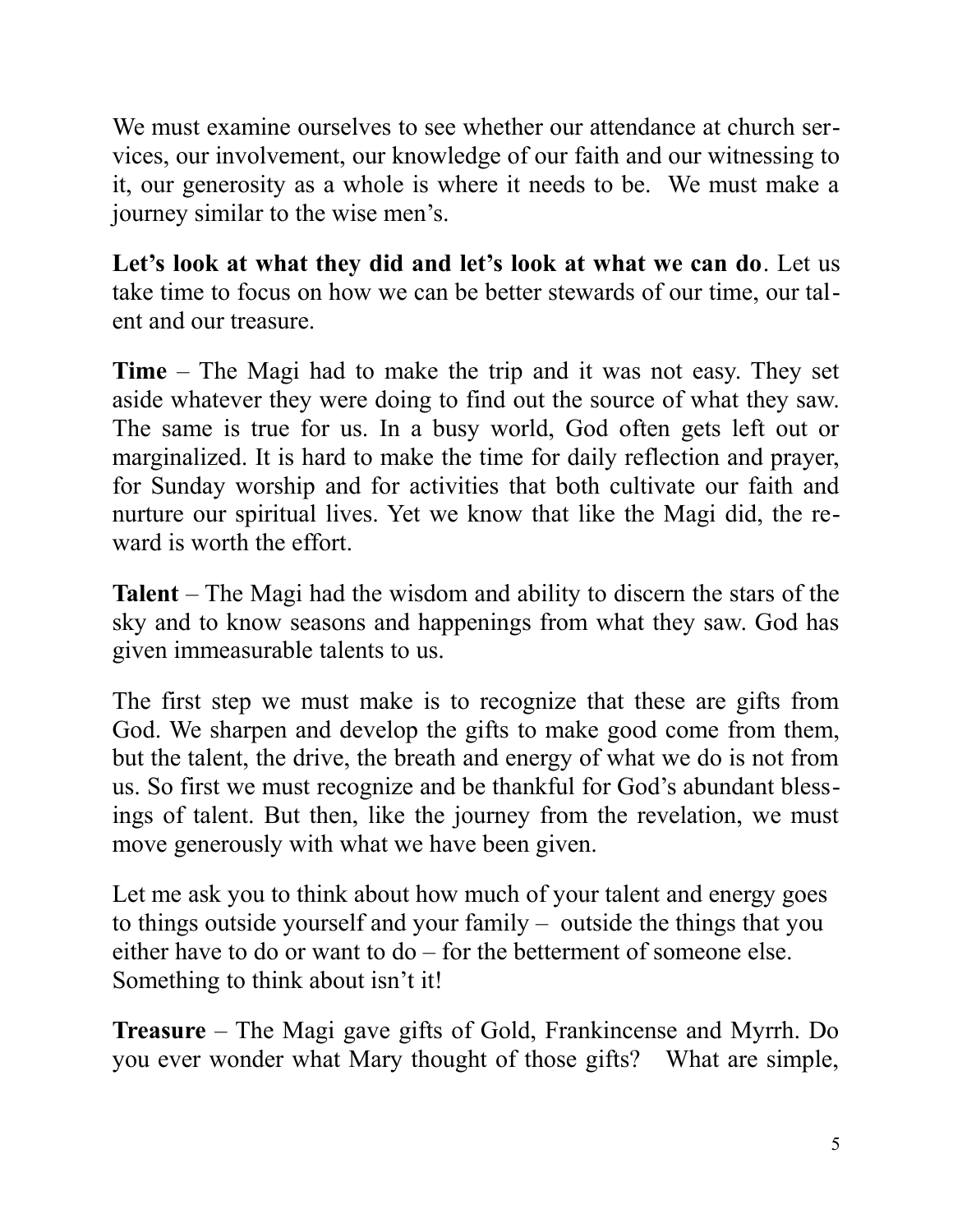We must examine ourselves to see whether our attendance at church services, our involvement, our knowledge of our faith and our witnessing to it, our generosity as a whole is where it needs to be. We must make a journey similar to the wise men's.

**Let's look at what they did and let's look at what we can do**. Let us take time to focus on how we can be better stewards of our time, our talent and our treasure.

**Time** – The Magi had to make the trip and it was not easy. They set aside whatever they were doing to find out the source of what they saw. The same is true for us. In a busy world, God often gets left out or marginalized. It is hard to make the time for daily reflection and prayer, for Sunday worship and for activities that both cultivate our faith and nurture our spiritual lives. Yet we know that like the Magi did, the reward is worth the effort.

**Talent** – The Magi had the wisdom and ability to discern the stars of the sky and to know seasons and happenings from what they saw. God has given immeasurable talents to us.

The first step we must make is to recognize that these are gifts from God. We sharpen and develop the gifts to make good come from them, but the talent, the drive, the breath and energy of what we do is not from us. So first we must recognize and be thankful for God's abundant blessings of talent. But then, like the journey from the revelation, we must move generously with what we have been given.

Let me ask you to think about how much of your talent and energy goes to things outside yourself and your family – outside the things that you either have to do or want to do – for the betterment of someone else. Something to think about isn't it!

**Treasure** – The Magi gave gifts of Gold, Frankincense and Myrrh. Do you ever wonder what Mary thought of those gifts? What are simple,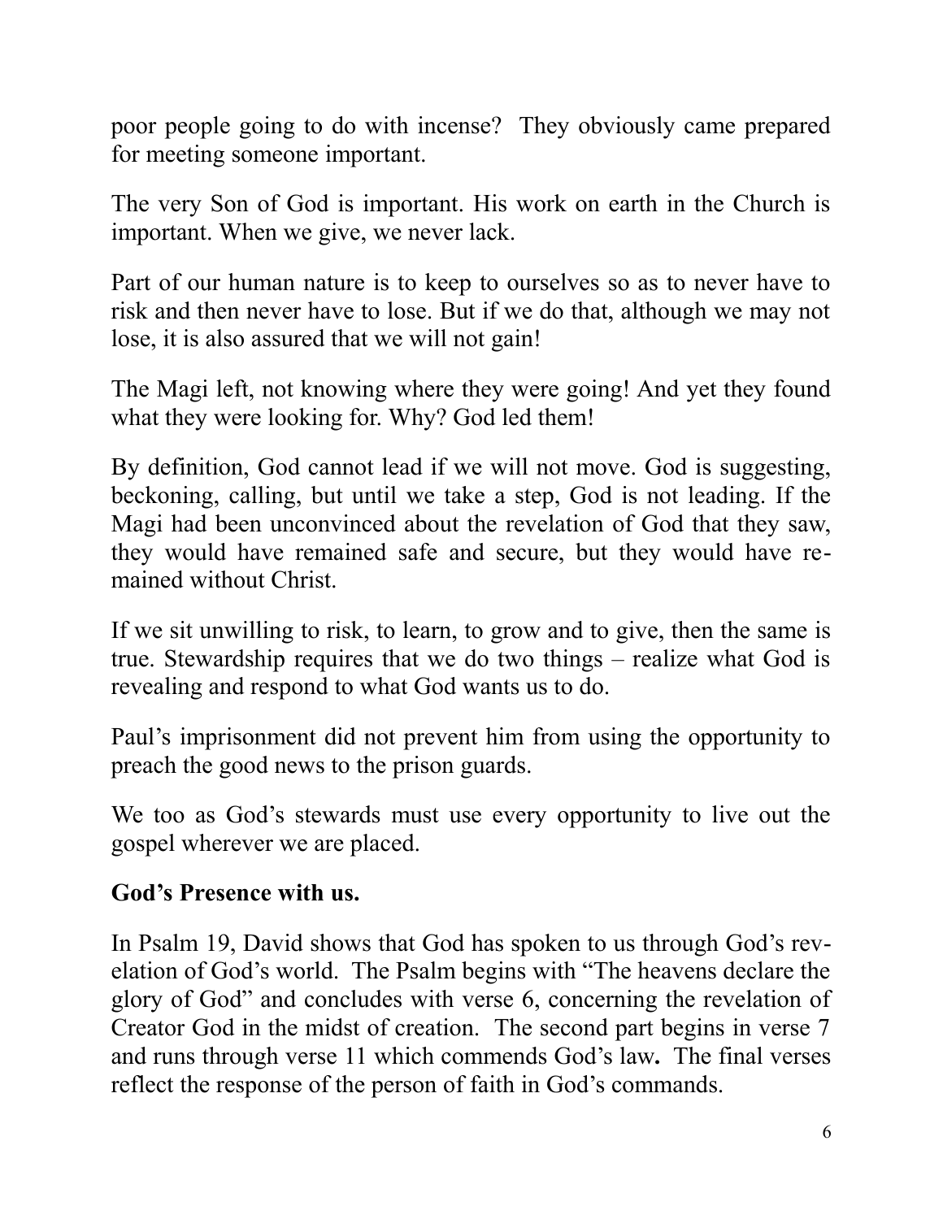poor people going to do with incense? They obviously came prepared for meeting someone important.

The very Son of God is important. His work on earth in the Church is important. When we give, we never lack.

Part of our human nature is to keep to ourselves so as to never have to risk and then never have to lose. But if we do that, although we may not lose, it is also assured that we will not gain!

The Magi left, not knowing where they were going! And yet they found what they were looking for. Why? God led them!

By definition, God cannot lead if we will not move. God is suggesting, beckoning, calling, but until we take a step, God is not leading. If the Magi had been unconvinced about the revelation of God that they saw, they would have remained safe and secure, but they would have remained without Christ.

If we sit unwilling to risk, to learn, to grow and to give, then the same is true. Stewardship requires that we do two things – realize what God is revealing and respond to what God wants us to do.

Paul's imprisonment did not prevent him from using the opportunity to preach the good news to the prison guards.

We too as God's stewards must use every opportunity to live out the gospel wherever we are placed.

**God's Presence with us.**

In Psalm 19, David shows that God has spoken to us through God's revelation of God's world. The Psalm begins with "The heavens declare the glory of God" and concludes with verse 6, concerning the revelation of Creator God in the midst of creation. The second part begins in verse 7 and runs through verse 11 which commends God's law**.** The final verses reflect the response of the person of faith in God's commands.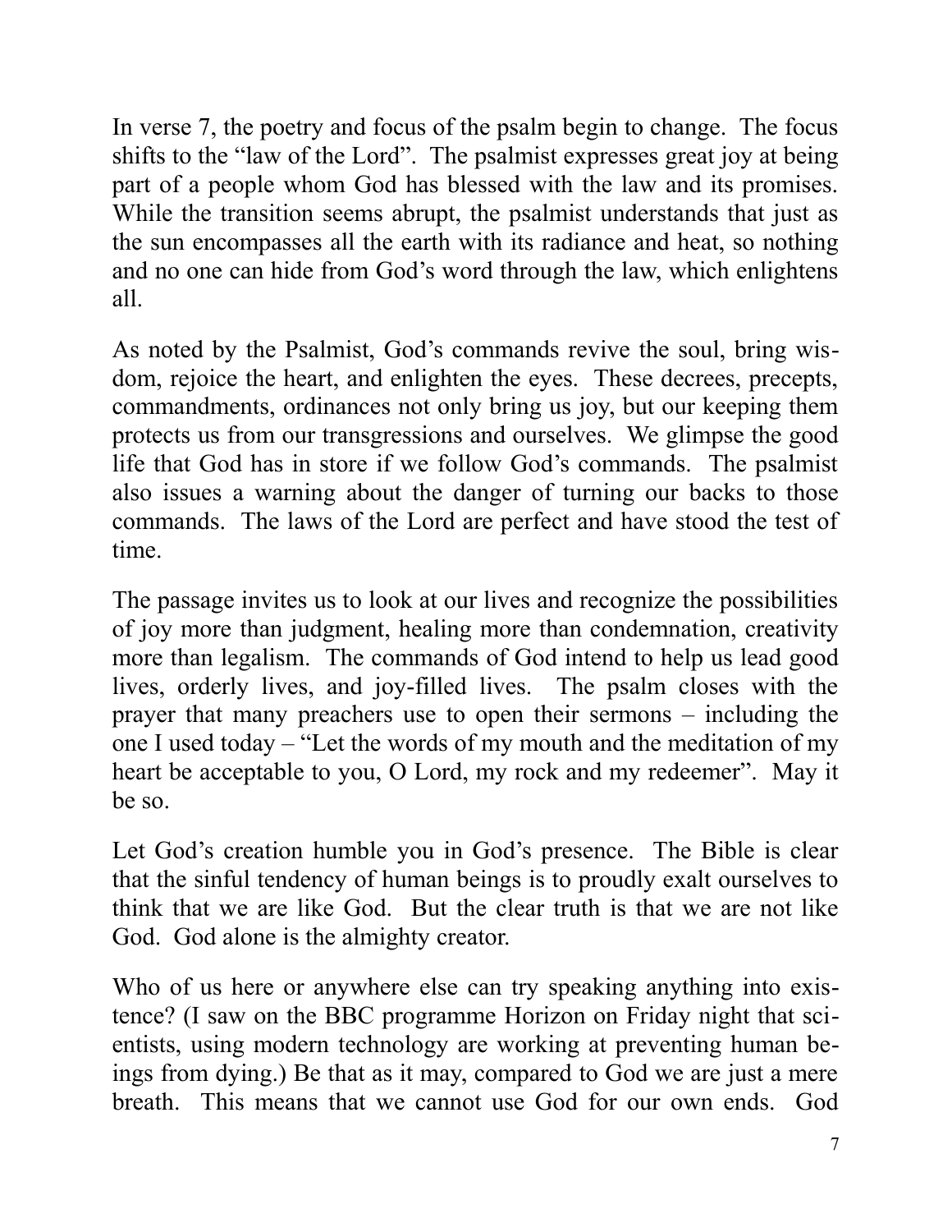In verse 7, the poetry and focus of the psalm begin to change. The focus shifts to the "law of the Lord". The psalmist expresses great joy at being part of a people whom God has blessed with the law and its promises. While the transition seems abrupt, the psalmist understands that just as the sun encompasses all the earth with its radiance and heat, so nothing and no one can hide from God's word through the law, which enlightens all.

As noted by the Psalmist, God's commands revive the soul, bring wisdom, rejoice the heart, and enlighten the eyes. These decrees, precepts, commandments, ordinances not only bring us joy, but our keeping them protects us from our transgressions and ourselves. We glimpse the good life that God has in store if we follow God's commands. The psalmist also issues a warning about the danger of turning our backs to those commands. The laws of the Lord are perfect and have stood the test of time.

The passage invites us to look at our lives and recognize the possibilities of joy more than judgment, healing more than condemnation, creativity more than legalism. The commands of God intend to help us lead good lives, orderly lives, and joy-filled lives. The psalm closes with the prayer that many preachers use to open their sermons – including the one I used today – "Let the words of my mouth and the meditation of my heart be acceptable to you, O Lord, my rock and my redeemer". May it be so.

Let God's creation humble you in God's presence. The Bible is clear that the sinful tendency of human beings is to proudly exalt ourselves to think that we are like God. But the clear truth is that we are not like God. God alone is the almighty creator.

Who of us here or anywhere else can try speaking anything into existence? (I saw on the BBC programme Horizon on Friday night that scientists, using modern technology are working at preventing human beings from dying.) Be that as it may, compared to God we are just a mere breath. This means that we cannot use God for our own ends. God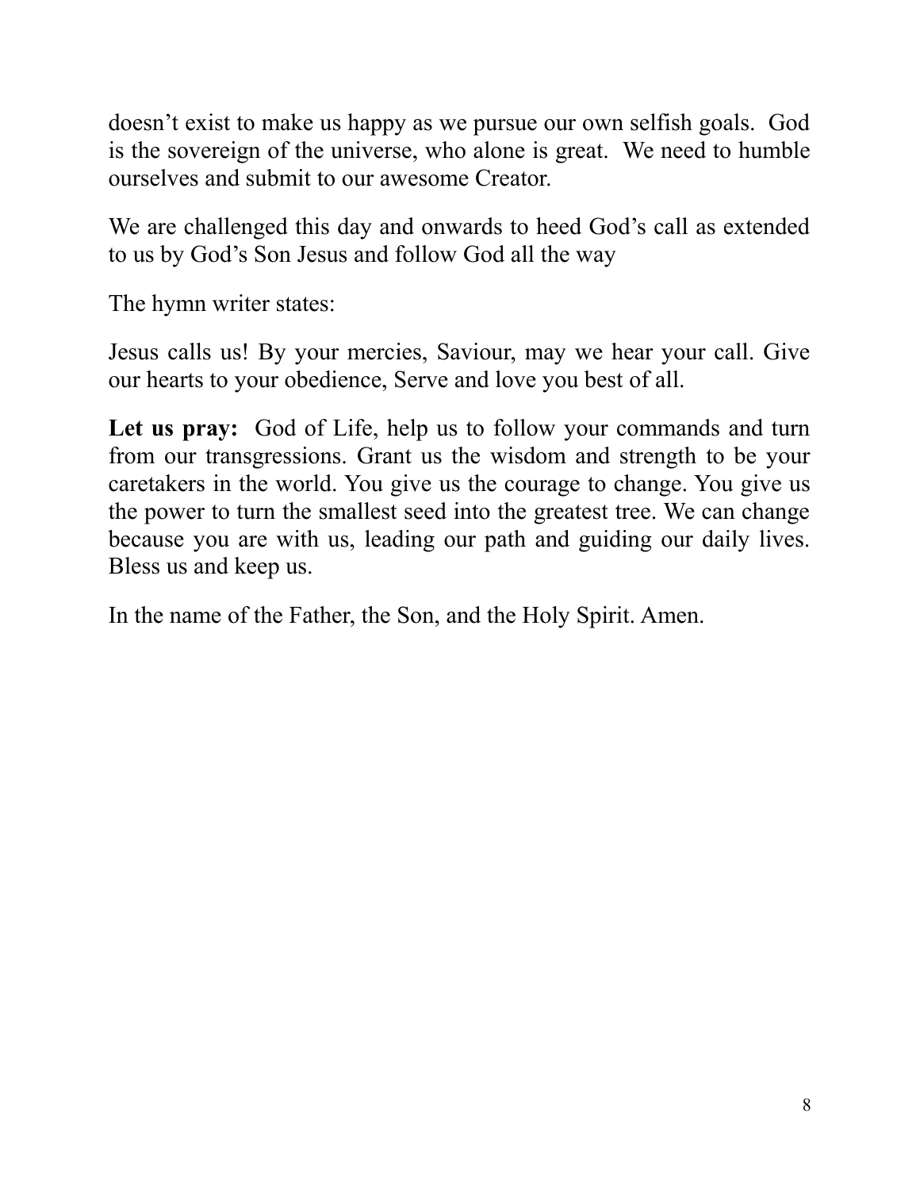doesn't exist to make us happy as we pursue our own selfish goals. God is the sovereign of the universe, who alone is great. We need to humble ourselves and submit to our awesome Creator.

We are challenged this day and onwards to heed God's call as extended to us by God's Son Jesus and follow God all the way

The hymn writer states:

Jesus calls us! By your mercies, Saviour, may we hear your call. Give our hearts to your obedience, Serve and love you best of all.

**Let us pray:** God of Life, help us to follow your commands and turn from our transgressions. Grant us the wisdom and strength to be your caretakers in the world. You give us the courage to change. You give us the power to turn the smallest seed into the greatest tree. We can change because you are with us, leading our path and guiding our daily lives. Bless us and keep us.

In the name of the Father, the Son, and the Holy Spirit. Amen.